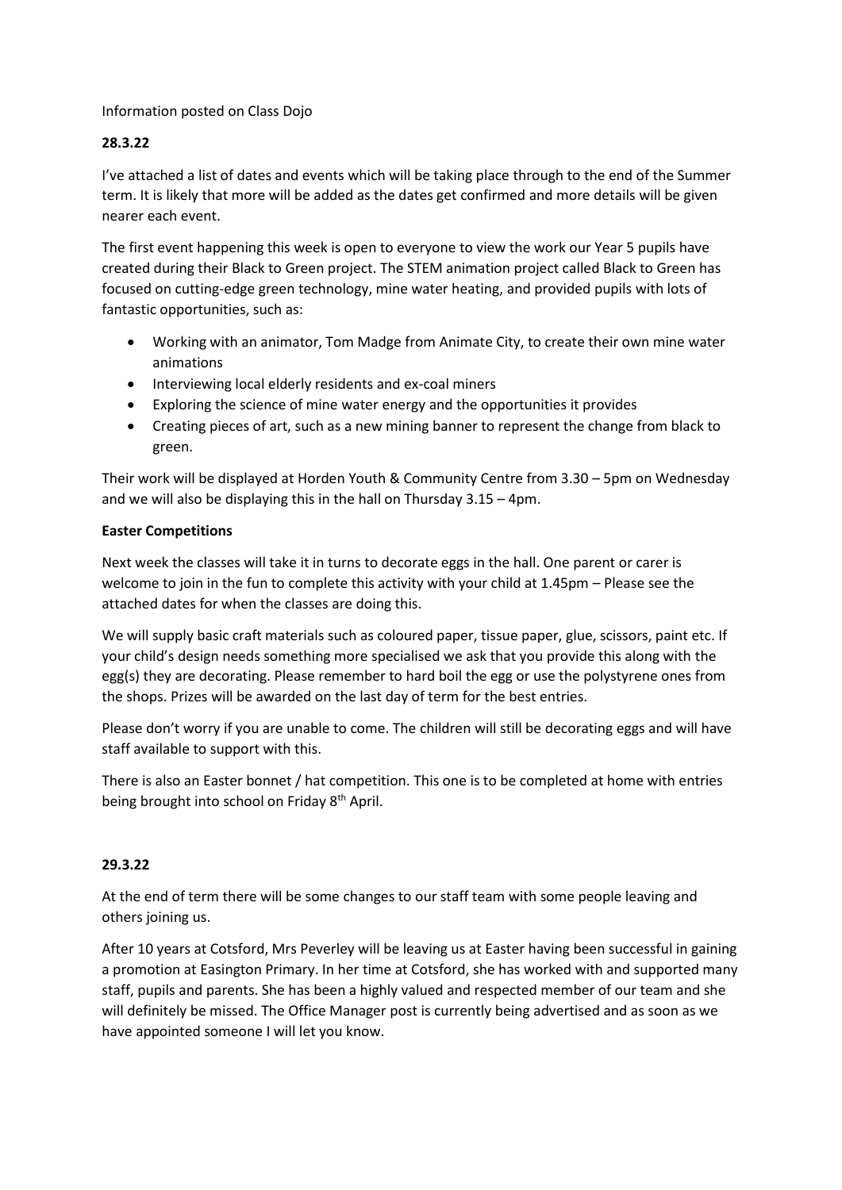Information posted on Class Dojo

**28.3.22**

I've attached a list of dates and events which will be taking place through to the end of the Summer term. It is likely that more will be added as the dates get confirmed and more details will be given nearer each event.

The first event happening this week is open to everyone to view the work our Year 5 pupils have created during their Black to Green project. The STEM animation project called Black to Green has focused on cutting-edge green technology, mine water heating, and provided pupils with lots of fantastic opportunities, such as:

- Working with an animator, Tom Madge from Animate City, to create their own mine water animations
- Interviewing local elderly residents and ex-coal miners
- Exploring the science of mine water energy and the opportunities it provides
- Creating pieces of art, such as a new mining banner to represent the change from black to green.

Their work will be displayed at Horden Youth & Community Centre from 3.30 – 5pm on Wednesday and we will also be displaying this in the hall on Thursday 3.15 – 4pm.

**Easter Competitions**

Next week the classes will take it in turns to decorate eggs in the hall. One parent or carer is welcome to join in the fun to complete this activity with your child at 1.45pm – Please see the attached dates for when the classes are doing this.

We will supply basic craft materials such as coloured paper, tissue paper, glue, scissors, paint etc. If your child's design needs something more specialised we ask that you provide this along with the egg(s) they are decorating. Please remember to hard boil the egg or use the polystyrene ones from the shops. Prizes will be awarded on the last day of term for the best entries.

Please don't worry if you are unable to come. The children will still be decorating eggs and will have staff available to support with this.

There is also an Easter bonnet / hat competition. This one is to be completed at home with entries being brought into school on Friday 8th April.

**29.3.22**

At the end of term there will be some changes to our staff team with some people leaving and others joining us.

After 10 years at Cotsford, Mrs Peverley will be leaving us at Easter having been successful in gaining a promotion at Easington Primary. In her time at Cotsford, she has worked with and supported many staff, pupils and parents. She has been a highly valued and respected member of our team and she will definitely be missed. The Office Manager post is currently being advertised and as soon as we have appointed someone I will let you know.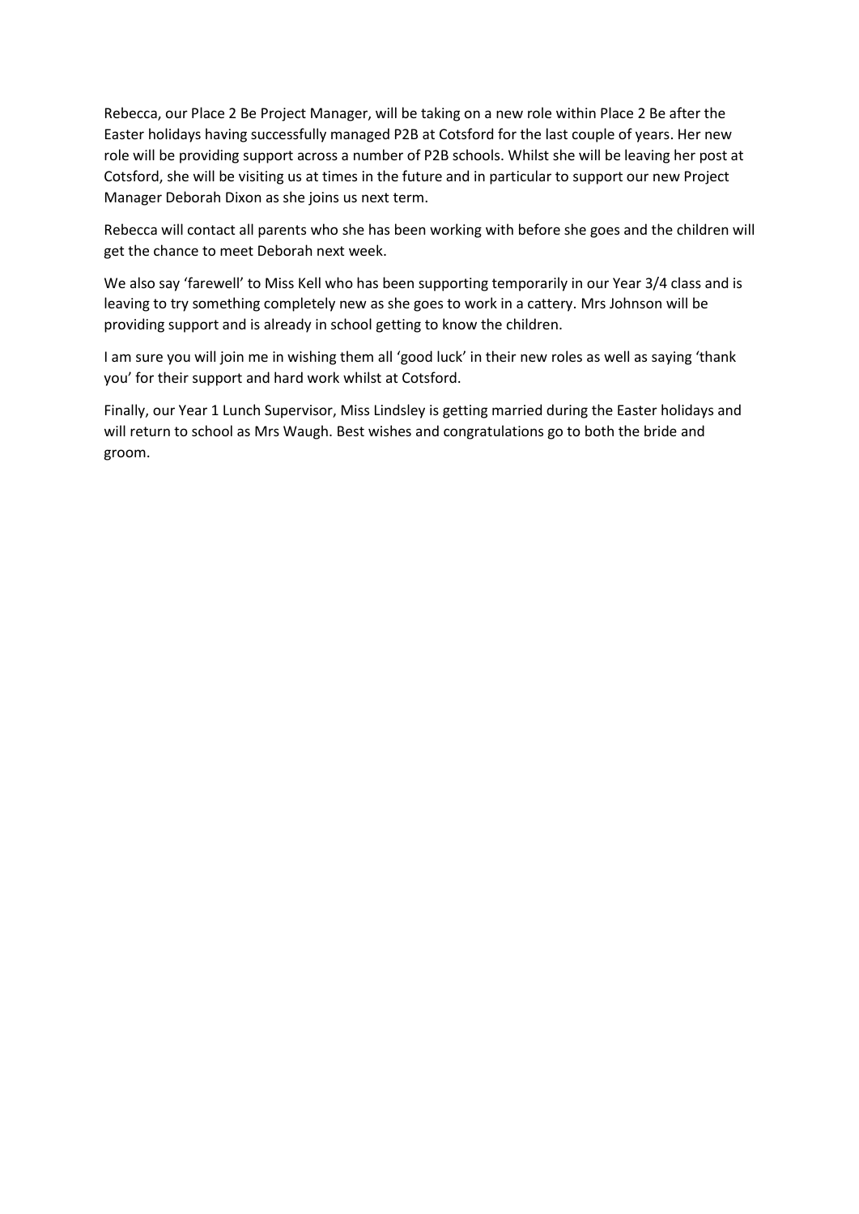Rebecca, our Place 2 Be Project Manager, will be taking on a new role within Place 2 Be after the Easter holidays having successfully managed P2B at Cotsford for the last couple of years. Her new role will be providing support across a number of P2B schools. Whilst she will be leaving her post at Cotsford, she will be visiting us at times in the future and in particular to support our new Project Manager Deborah Dixon as she joins us next term.

Rebecca will contact all parents who she has been working with before she goes and the children will get the chance to meet Deborah next week.

We also say 'farewell' to Miss Kell who has been supporting temporarily in our Year 3/4 class and is leaving to try something completely new as she goes to work in a cattery. Mrs Johnson will be providing support and is already in school getting to know the children.

I am sure you will join me in wishing them all 'good luck' in their new roles as well as saying 'thank you' for their support and hard work whilst at Cotsford.

Finally, our Year 1 Lunch Supervisor, Miss Lindsley is getting married during the Easter holidays and will return to school as Mrs Waugh. Best wishes and congratulations go to both the bride and groom.